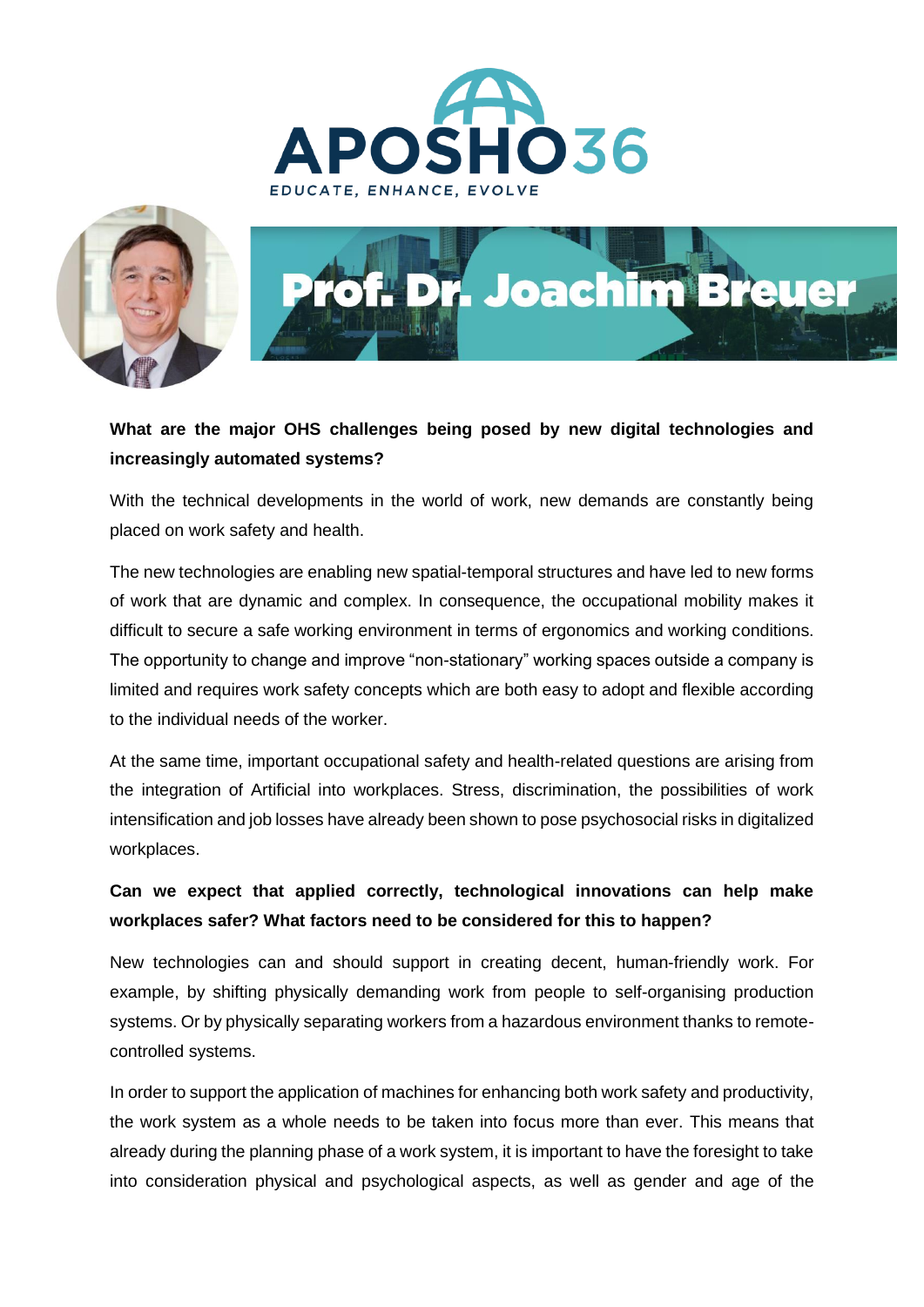APOSHO36

EDUCATE, ENHANCE, EVOLVE

# Prof. Dr. Joachim Breuer

**What are the major OHS challenges being posed by new digital technologies and increasingly automated systems?**

With the technical developments in the world of work, new demands are constantly being placed on work safety and health.

The new technologies are enabling new spatial-temporal structures and have led to new forms of work that are dynamic and complex. In consequence, the occupational mobility makes it difficult to secure a safe working environment in terms of ergonomics and working conditions. The opportunity to change and improve "non-stationary" working spaces outside a company is limited and requires work safety concepts which are both easy to adopt and flexible according to the individual needs of the worker.

At the same time, important occupational safety and health-related questions are arising from the integration of Artificial into workplaces. Stress, discrimination, the possibilities of work intensification and job losses have already been shown to pose psychosocial risks in digitalized workplaces.

**Can we expect that applied correctly, technological innovations can help make workplaces safer? What factors need to be considered for this to happen?**

New technologies can and should support in creating decent, human-friendly work. For example, by shifting physically demanding work from people to self-organising production systems. Or by physically separating workers from a hazardous environment thanks to remote-controlled systems.

In order to support the application of machines for enhancing both work safety and productivity, the work system as a whole needs to be taken into focus more than ever. This means that already during the planning phase of a work system, it is important to have the foresight to take into consideration physical and psychological aspects, as well as gender and age of the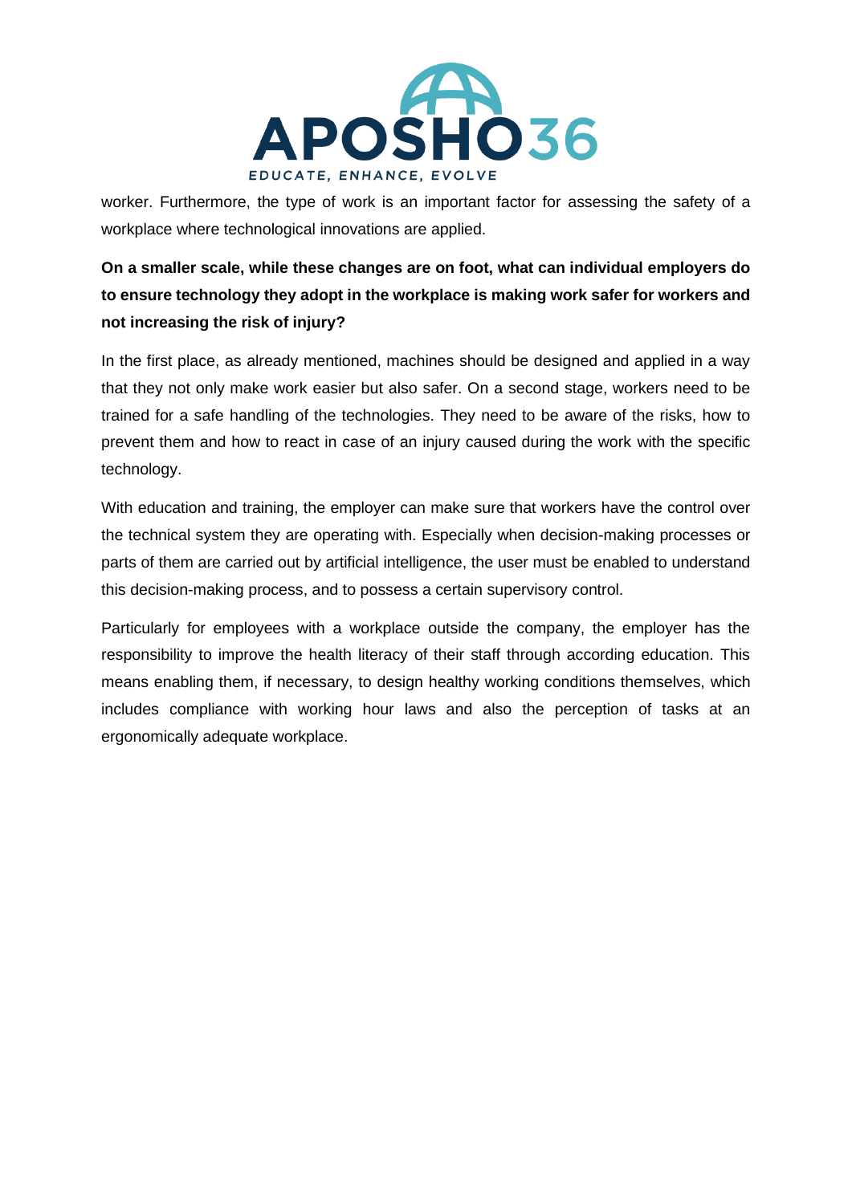worker. Furthermore, the type of work is an important factor for assessing the safety of a workplace where technological innovations are applied.

**On a smaller scale, while these changes are on foot, what can individual employers do to ensure technology they adopt in the workplace is making work safer for workers and not increasing the risk of injury?**

In the first place, as already mentioned, machines should be designed and applied in a way that they not only make work easier but also safer. On a second stage, workers need to be trained for a safe handling of the technologies. They need to be aware of the risks, how to prevent them and how to react in case of an injury caused during the work with the specific technology.

With education and training, the employer can make sure that workers have the control over the technical system they are operating with. Especially when decision-making processes or parts of them are carried out by artificial intelligence, the user must be enabled to understand this decision-making process, and to possess a certain supervisory control.

Particularly for employees with a workplace outside the company, the employer has the responsibility to improve the health literacy of their staff through according education. This means enabling them, if necessary, to design healthy working conditions themselves, which includes compliance with working hour laws and also the perception of tasks at an ergonomically adequate workplace.